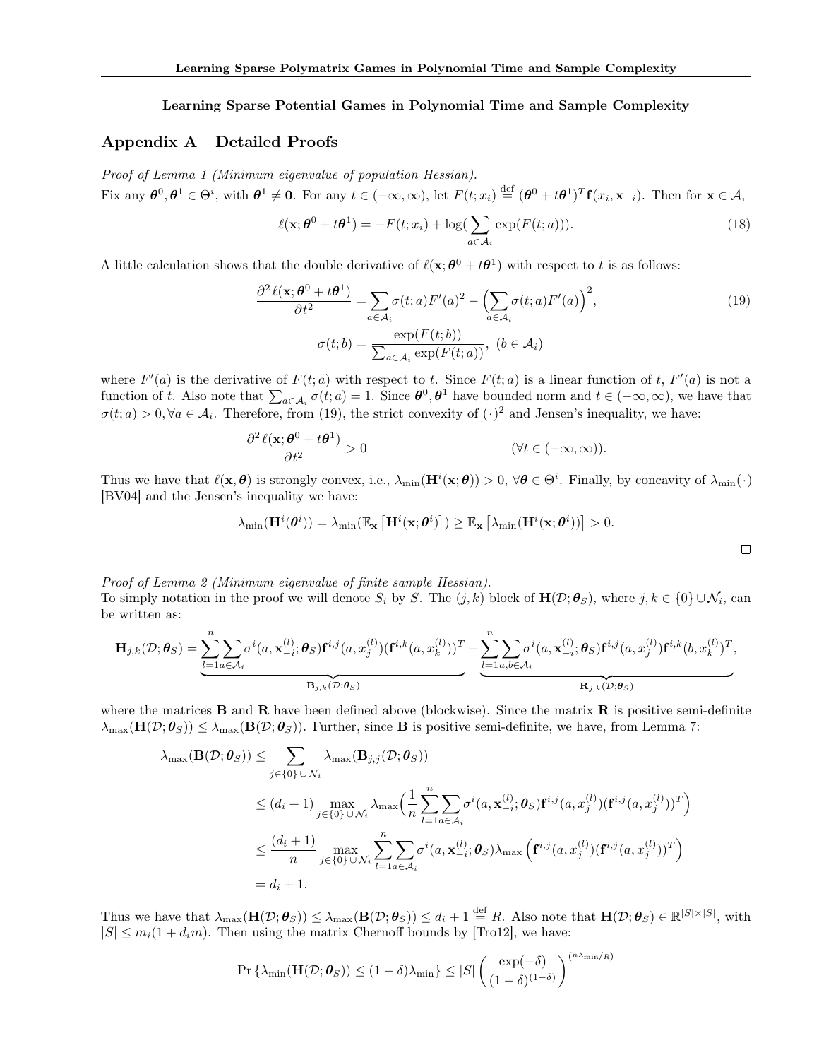**Learning Sparse Potential Games in Polynomial Time and Sample Complexity**

## Appendix A Detailed Proofs

*Proof of Lemma 1 (Minimum eigenvalue of population Hessian).*

Fix any $\boldsymbol{\theta}^0, \boldsymbol{\theta}^1 \in \Theta^i$, with $\boldsymbol{\theta}^1 \neq \mathbf{0}$. For any $t \in (-\infty, \infty)$, let $F(t; x_i) \stackrel{\text{def}}{=} (\boldsymbol{\theta}^0 + t\boldsymbol{\theta}^1)^T \mathbf{f}(x_i, \mathbf{x}_{-i})$. Then for $\mathbf{x} \in \mathcal{A}$,

$$\ell(\mathbf{x}; \boldsymbol{\theta}^0 + t\boldsymbol{\theta}^1) = -F(t; x_i) + \log(\sum_{a \in \mathcal{A}_i} \exp(F(t; a))). \tag{18}$$

A little calculation shows that the double derivative of $\ell(\mathbf{x}; \boldsymbol{\theta}^0 + t\boldsymbol{\theta}^1)$ with respect to $t$ is as follows:

$$\frac{\partial^2 \ell(\mathbf{x}; \boldsymbol{\theta}^0 + t\boldsymbol{\theta}^1)}{\partial t^2} = \sum_{a \in \mathcal{A}_i} \sigma(t; a) F'(a)^2 - \Big( \sum_{a \in \mathcal{A}_i} \sigma(t; a) F'(a) \Big)^2, \tag{19}$$

$$\sigma(t; b) = \frac{\exp(F(t; b))}{\sum_{a \in \mathcal{A}_i} \exp(F(t; a))}, \; (b \in \mathcal{A}_i)$$

where $F'(a)$ is the derivative of $F(t; a)$ with respect to $t$. Since $F(t; a)$ is a linear function of $t$, $F'(a)$ is not a function of $t$. Also note that $\sum_{a \in \mathcal{A}_i} \sigma(t; a) = 1$. Since $\boldsymbol{\theta}^0, \boldsymbol{\theta}^1$ have bounded norm and $t \in (-\infty, \infty)$, we have that $\sigma(t; a) > 0, \forall a \in \mathcal{A}_i$. Therefore, from (19), the strict convexity of $(\cdot)^2$ and Jensen's inequality, we have:

$$\frac{\partial^2 \ell(\mathbf{x}; \boldsymbol{\theta}^0 + t\boldsymbol{\theta}^1)}{\partial t^2} > 0 \qquad\qquad (\forall t \in (-\infty, \infty)).$$

Thus we have that $\ell(\mathbf{x}, \boldsymbol{\theta})$ is strongly convex, i.e., $\lambda_{\min}(\mathbf{H}^i(\mathbf{x}; \boldsymbol{\theta})) > 0$, $\forall \boldsymbol{\theta} \in \Theta^i$. Finally, by concavity of $\lambda_{\min}(\cdot)$ [BV04] and the Jensen's inequality we have:

$$\lambda_{\min}(\mathbf{H}^i(\boldsymbol{\theta}^i)) = \lambda_{\min}(\mathbb{E}_{\mathbf{x}}\left[\mathbf{H}^i(\mathbf{x}; \boldsymbol{\theta}^i)\right]) \geq \mathbb{E}_{\mathbf{x}}\left[\lambda_{\min}(\mathbf{H}^i(\mathbf{x}; \boldsymbol{\theta}^i))\right] > 0.$$

□

*Proof of Lemma 2 (Minimum eigenvalue of finite sample Hessian).*

To simply notation in the proof we will denote $S_i$ by $S$. The $(j, k)$ block of $\mathbf{H}(\mathcal{D}; \boldsymbol{\theta}_S)$, where $j, k \in \{0\} \cup \mathcal{N}_i$, can be written as:

$$\mathbf{H}_{j,k}(\mathcal{D}; \boldsymbol{\theta}_S) = \underbrace{\sum_{l=1}^{n} \sum_{a \in \mathcal{A}_i} \sigma^i(a, \mathbf{x}_{-i}^{(l)}; \boldsymbol{\theta}_S) \mathbf{f}^{i,j}(a, x_j^{(l)}) (\mathbf{f}^{i,k}(a, x_k^{(l)}))^T}_{\mathbf{B}_{j,k}(\mathcal{D}; \boldsymbol{\theta}_S)} - \underbrace{\sum_{l=1}^{n} \sum_{a, b \in \mathcal{A}_i} \sigma^i(a, \mathbf{x}_{-i}^{(l)}; \boldsymbol{\theta}_S) \mathbf{f}^{i,j}(a, x_j^{(l)}) \mathbf{f}^{i,k}(b, x_k^{(l)})^T}_{\mathbf{R}_{j,k}(\mathcal{D}; \boldsymbol{\theta}_S)},$$

where the matrices $\mathbf{B}$ and $\mathbf{R}$ have been defined above (blockwise). Since the matrix $\mathbf{R}$ is positive semi-definite $\lambda_{\max}(\mathbf{H}(\mathcal{D}; \boldsymbol{\theta}_S)) \leq \lambda_{\max}(\mathbf{B}(\mathcal{D}; \boldsymbol{\theta}_S))$. Further, since $\mathbf{B}$ is positive semi-definite, we have, from Lemma 7:

$$\begin{aligned}
\lambda_{\max}(\mathbf{B}(\mathcal{D}; \boldsymbol{\theta}_S)) &\leq \sum_{j \in \{0\} \cup \mathcal{N}_i} \lambda_{\max}(\mathbf{B}_{j,j}(\mathcal{D}; \boldsymbol{\theta}_S)) \\
&\leq (d_i + 1) \max_{j \in \{0\} \cup \mathcal{N}_i} \lambda_{\max}\Big( \frac{1}{n} \sum_{l=1}^{n} \sum_{a \in \mathcal{A}_i} \sigma^i(a, \mathbf{x}_{-i}^{(l)}; \boldsymbol{\theta}_S) \mathbf{f}^{i,j}(a, x_j^{(l)}) (\mathbf{f}^{i,j}(a, x_j^{(l)}))^T \Big) \\
&\leq \frac{(d_i + 1)}{n} \max_{j \in \{0\} \cup \mathcal{N}_i} \sum_{l=1}^{n} \sum_{a \in \mathcal{A}_i} \sigma^i(a, \mathbf{x}_{-i}^{(l)}; \boldsymbol{\theta}_S) \lambda_{\max}\left( \mathbf{f}^{i,j}(a, x_j^{(l)}) (\mathbf{f}^{i,j}(a, x_j^{(l)}))^T \right) \\
&= d_i + 1.
\end{aligned}$$

Thus we have that $\lambda_{\max}(\mathbf{H}(\mathcal{D}; \boldsymbol{\theta}_S)) \leq \lambda_{\max}(\mathbf{B}(\mathcal{D}; \boldsymbol{\theta}_S)) \leq d_i + 1 \stackrel{\text{def}}{=} R$. Also note that $\mathbf{H}(\mathcal{D}; \boldsymbol{\theta}_S) \in \mathbb{R}^{|S| \times |S|}$, with $|S| \leq m_i(1 + d_i m)$. Then using the matrix Chernoff bounds by [Tro12], we have:

$$\Pr\left\{ \lambda_{\min}(\mathbf{H}(\mathcal{D}; \boldsymbol{\theta}_S)) \leq (1 - \delta)\lambda_{\min} \right\} \leq |S| \left( \frac{\exp(-\delta)}{(1 - \delta)^{(1-\delta)}} \right)^{(n\lambda_{\min}/R)}$$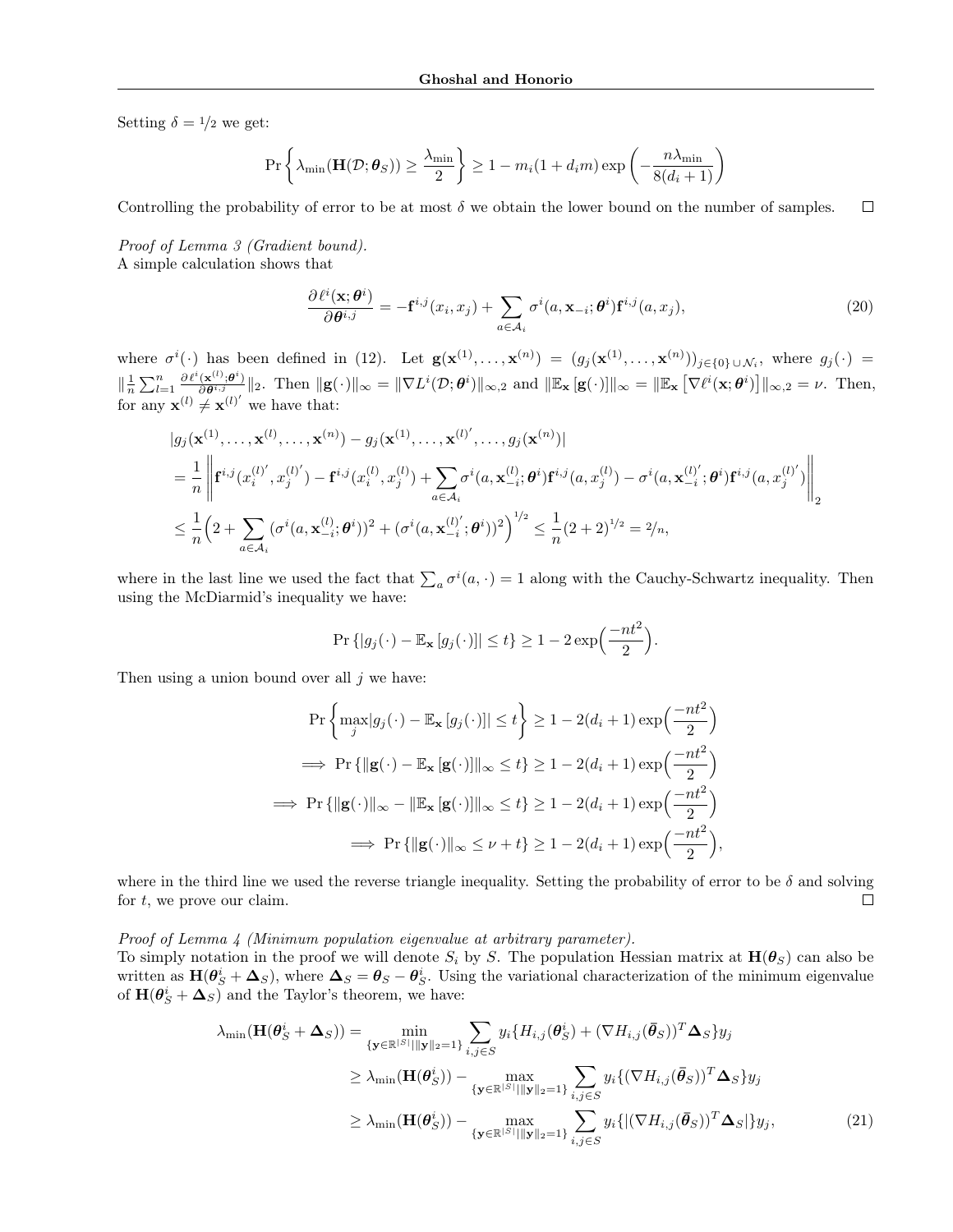Setting $\delta = 1/2$ we get:

$$\Pr\left\{\lambda_{\min}(\mathbf{H}(\mathcal{D};\boldsymbol{\theta}_S)) \geq \frac{\lambda_{\min}}{2}\right\} \geq 1 - m_i(1 + d_i m)\exp\left(-\frac{n\lambda_{\min}}{8(d_i+1)}\right)$$

Controlling the probability of error to be at most $\delta$ we obtain the lower bound on the number of samples. □

*Proof of Lemma 3 (Gradient bound).*
A simple calculation shows that

$$\frac{\partial \ell^i(\mathbf{x};\boldsymbol{\theta}^i)}{\partial \boldsymbol{\theta}^{i,j}} = -\mathbf{f}^{i,j}(x_i, x_j) + \sum_{a \in \mathcal{A}_i} \sigma^i(a, \mathbf{x}_{-i}; \boldsymbol{\theta}^i)\mathbf{f}^{i,j}(a, x_j), \tag{20}$$

where $\sigma^i(\cdot)$ has been defined in (12). Let $\mathbf{g}(\mathbf{x}^{(1)}, \ldots, \mathbf{x}^{(n)}) = (g_j(\mathbf{x}^{(1)}, \ldots, \mathbf{x}^{(n)}))_{j \in \{0\} \cup \mathcal{N}_i}$, where $g_j(\cdot) = \|\frac{1}{n}\sum_{l=1}^n \frac{\partial \ell^i(\mathbf{x}^{(l)};\boldsymbol{\theta}^i)}{\partial \boldsymbol{\theta}^{i,j}}\|_2$. Then $\|\mathbf{g}(\cdot)\|_\infty = \|\nabla L^i(\mathcal{D};\boldsymbol{\theta}^i)\|_{\infty,2}$ and $\|\mathbb{E}_{\mathbf{x}}[\mathbf{g}(\cdot)]\|_\infty = \|\mathbb{E}_{\mathbf{x}}\left[\nabla \ell^i(\mathbf{x};\boldsymbol{\theta}^i)\right]\|_{\infty,2} = \nu$. Then, for any $\mathbf{x}^{(l)} \neq \mathbf{x}^{(l)'}$ we have that:

$$\begin{aligned}
&|g_j(\mathbf{x}^{(1)}, \ldots, \mathbf{x}^{(l)}, \ldots, \mathbf{x}^{(n)}) - g_j(\mathbf{x}^{(1)}, \ldots, \mathbf{x}^{(l)'}, \ldots, g_j(\mathbf{x}^{(n)})| \\
&= \frac{1}{n}\left\|\mathbf{f}^{i,j}(x_i^{(l)'}, x_j^{(l)'}) - \mathbf{f}^{i,j}(x_i^{(l)}, x_j^{(l)}) + \sum_{a \in \mathcal{A}_i}\sigma^i(a, \mathbf{x}_{-i}^{(l)};\boldsymbol{\theta}^i)\mathbf{f}^{i,j}(a, x_j^{(l)}) - \sigma^i(a, \mathbf{x}_{-i}^{(l)'};\boldsymbol{\theta}^i)\mathbf{f}^{i,j}(a, x_j^{(l)'})\right\|_2 \\
&\leq \frac{1}{n}\Big(2 + \sum_{a \in \mathcal{A}_i}(\sigma^i(a, \mathbf{x}_{-i}^{(l)};\boldsymbol{\theta}^i))^2 + (\sigma^i(a, \mathbf{x}_{-i}^{(l)'};\boldsymbol{\theta}^i))^2\Big)^{1/2} \leq \frac{1}{n}(2+2)^{1/2} = 2/n,
\end{aligned}$$

where in the last line we used the fact that $\sum_a \sigma^i(a, \cdot) = 1$ along with the Cauchy-Schwartz inequality. Then using the McDiarmid's inequality we have:

$$\Pr\{|g_j(\cdot) - \mathbb{E}_{\mathbf{x}}[g_j(\cdot)]| \leq t\} \geq 1 - 2\exp\Big(\frac{-nt^2}{2}\Big).$$

Then using a union bound over all $j$ we have:

$$\begin{aligned}
\Pr\left\{\max_j|g_j(\cdot) - \mathbb{E}_{\mathbf{x}}[g_j(\cdot)]| \leq t\right\} &\geq 1 - 2(d_i+1)\exp\Big(\frac{-nt^2}{2}\Big) \\
\implies \Pr\{\|\mathbf{g}(\cdot) - \mathbb{E}_{\mathbf{x}}[\mathbf{g}(\cdot)]\|_\infty \leq t\} &\geq 1 - 2(d_i+1)\exp\Big(\frac{-nt^2}{2}\Big) \\
\implies \Pr\{\|\mathbf{g}(\cdot)\|_\infty - \|\mathbb{E}_{\mathbf{x}}[\mathbf{g}(\cdot)]\|_\infty \leq t\} &\geq 1 - 2(d_i+1)\exp\Big(\frac{-nt^2}{2}\Big) \\
\implies \Pr\{\|\mathbf{g}(\cdot)\|_\infty \leq \nu + t\} &\geq 1 - 2(d_i+1)\exp\Big(\frac{-nt^2}{2}\Big),
\end{aligned}$$

where in the third line we used the reverse triangle inequality. Setting the probability of error to be $\delta$ and solving for $t$, we prove our claim. □

*Proof of Lemma 4 (Minimum population eigenvalue at arbitrary parameter).*
To simply notation in the proof we will denote $S_i$ by $S$. The population Hessian matrix at $\mathbf{H}(\boldsymbol{\theta}_S)$ can also be written as $\mathbf{H}(\boldsymbol{\theta}_S^i + \boldsymbol{\Delta}_S)$, where $\boldsymbol{\Delta}_S = \boldsymbol{\theta}_S - \boldsymbol{\theta}_S^i$. Using the variational characterization of the minimum eigenvalue of $\mathbf{H}(\boldsymbol{\theta}_S^i + \boldsymbol{\Delta}_S)$ and the Taylor's theorem, we have:

$$\begin{aligned}
\lambda_{\min}(\mathbf{H}(\boldsymbol{\theta}_S^i + \boldsymbol{\Delta}_S)) &= \min_{\{\mathbf{y} \in \mathbb{R}^{|S|} \mid \|\mathbf{y}\|_2 = 1\}} \sum_{i,j \in S} y_i\{H_{i,j}(\boldsymbol{\theta}_S^i) + (\nabla H_{i,j}(\bar{\boldsymbol{\theta}}_S))^T\boldsymbol{\Delta}_S\}y_j \\
&\geq \lambda_{\min}(\mathbf{H}(\boldsymbol{\theta}_S^i)) - \max_{\{\mathbf{y} \in \mathbb{R}^{|S|} \mid \|\mathbf{y}\|_2 = 1\}} \sum_{i,j \in S} y_i\{(\nabla H_{i,j}(\bar{\boldsymbol{\theta}}_S))^T\boldsymbol{\Delta}_S\}y_j \\
&\geq \lambda_{\min}(\mathbf{H}(\boldsymbol{\theta}_S^i)) - \max_{\{\mathbf{y} \in \mathbb{R}^{|S|} \mid \|\mathbf{y}\|_2 = 1\}} \sum_{i,j \in S} y_i\{|(\nabla H_{i,j}(\bar{\boldsymbol{\theta}}_S))^T\boldsymbol{\Delta}_S|\}y_j,
\end{aligned} \tag{21}$$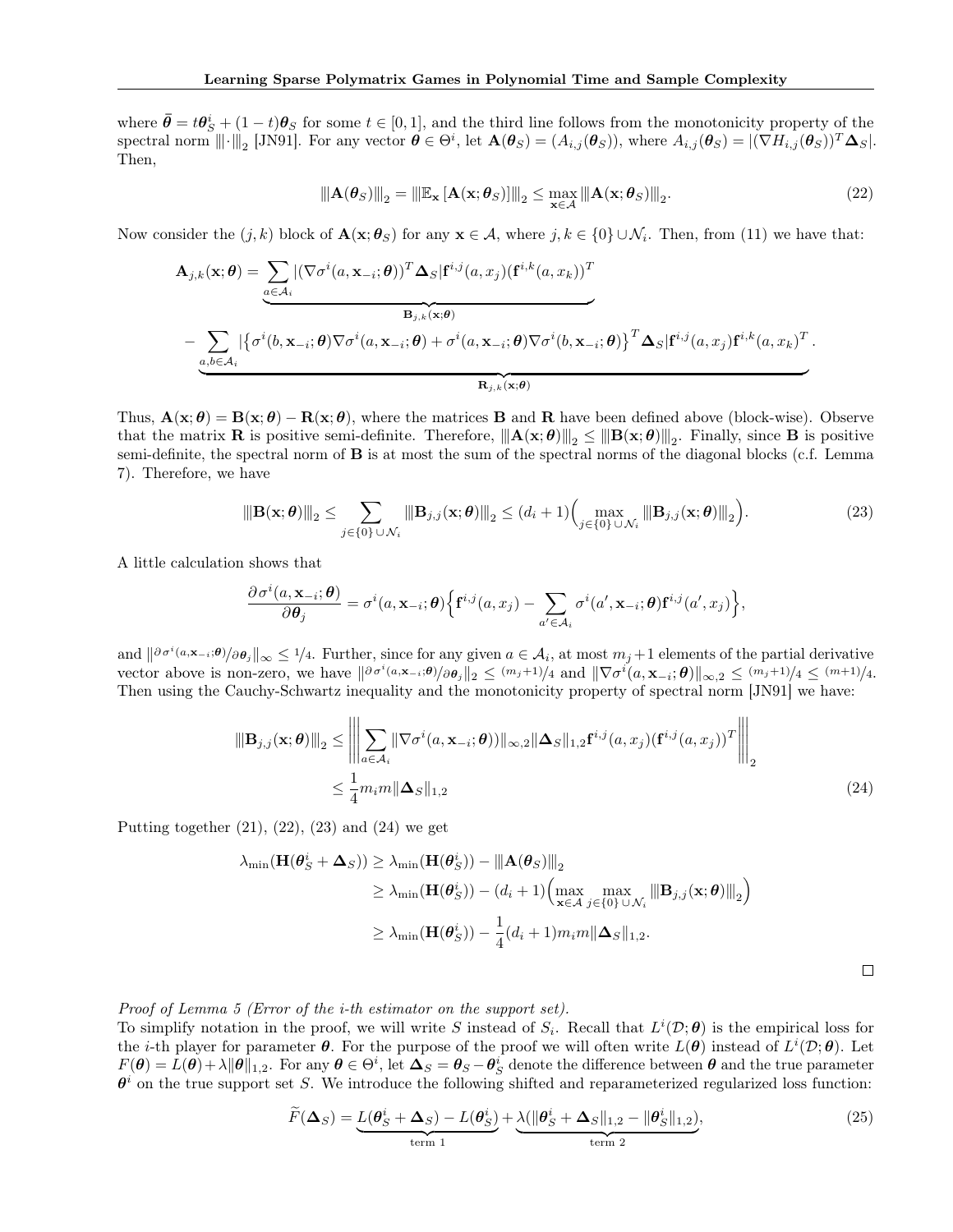where $\bar{\boldsymbol{\theta}} = t\boldsymbol{\theta}_S^i + (1-t)\boldsymbol{\theta}_S$ for some $t \in [0,1]$, and the third line follows from the monotonicity property of the spectral norm $|\!|\!|\cdot|\!|\!|_2$ [JN91]. For any vector $\boldsymbol{\theta} \in \Theta^i$, let $\mathbf{A}(\boldsymbol{\theta}_S) = (A_{i,j}(\boldsymbol{\theta}_S))$, where $A_{i,j}(\boldsymbol{\theta}_S) = |(\nabla H_{i,j}(\boldsymbol{\theta}_S))^T \boldsymbol{\Delta}_S|$. Then,

$$|\!|\!|\mathbf{A}(\boldsymbol{\theta}_S)|\!|\!|_2 = |\!|\!|\mathbb{E}_{\mathbf{x}}\left[\mathbf{A}(\mathbf{x};\boldsymbol{\theta}_S)\right]|\!|\!|_2 \leq \max_{\mathbf{x}\in\mathcal{A}} |\!|\!|\mathbf{A}(\mathbf{x};\boldsymbol{\theta}_S)|\!|\!|_2. \tag{22}$$

Now consider the $(j,k)$ block of $\mathbf{A}(\mathbf{x};\boldsymbol{\theta}_S)$ for any $\mathbf{x} \in \mathcal{A}$, where $j,k \in \{0\} \cup \mathcal{N}_i$. Then, from (11) we have that:

$$\mathbf{A}_{j,k}(\mathbf{x};\boldsymbol{\theta}) = \underbrace{\sum_{a\in\mathcal{A}_i} |(\nabla\sigma^i(a,\mathbf{x}_{-i};\boldsymbol{\theta}))^T\boldsymbol{\Delta}_S|\mathbf{f}^{i,j}(a,x_j)(\mathbf{f}^{i,k}(a,x_k))^T}_{\mathbf{B}_{j,k}(\mathbf{x};\boldsymbol{\theta})}$$
$$\underbrace{-\sum_{a,b\in\mathcal{A}_i} |\left\{\sigma^i(b,\mathbf{x}_{-i};\boldsymbol{\theta})\nabla\sigma^i(a,\mathbf{x}_{-i};\boldsymbol{\theta}) + \sigma^i(a,\mathbf{x}_{-i};\boldsymbol{\theta})\nabla\sigma^i(b,\mathbf{x}_{-i};\boldsymbol{\theta})\right\}^T\boldsymbol{\Delta}_S|\mathbf{f}^{i,j}(a,x_j)\mathbf{f}^{i,k}(a,x_k)^T}_{\mathbf{R}_{j,k}(\mathbf{x};\boldsymbol{\theta})}.$$

Thus, $\mathbf{A}(\mathbf{x};\boldsymbol{\theta}) = \mathbf{B}(\mathbf{x};\boldsymbol{\theta}) - \mathbf{R}(\mathbf{x};\boldsymbol{\theta})$, where the matrices $\mathbf{B}$ and $\mathbf{R}$ have been defined above (block-wise). Observe that the matrix $\mathbf{R}$ is positive semi-definite. Therefore, $|\!|\!|\mathbf{A}(\mathbf{x};\boldsymbol{\theta})|\!|\!|_2 \leq |\!|\!|\mathbf{B}(\mathbf{x};\boldsymbol{\theta})|\!|\!|_2$. Finally, since $\mathbf{B}$ is positive semi-definite, the spectral norm of $\mathbf{B}$ is at most the sum of the spectral norms of the diagonal blocks (c.f. Lemma 7). Therefore, we have

$$|\!|\!|\mathbf{B}(\mathbf{x};\boldsymbol{\theta})|\!|\!|_2 \leq \sum_{j\in\{0\}\cup\mathcal{N}_i} |\!|\!|\mathbf{B}_{j,j}(\mathbf{x};\boldsymbol{\theta})|\!|\!|_2 \leq (d_i+1)\Big(\max_{j\in\{0\}\cup\mathcal{N}_i} |\!|\!|\mathbf{B}_{j,j}(\mathbf{x};\boldsymbol{\theta})|\!|\!|_2\Big). \tag{23}$$

A little calculation shows that

$$\frac{\partial\sigma^i(a,\mathbf{x}_{-i};\boldsymbol{\theta})}{\partial\boldsymbol{\theta}_j} = \sigma^i(a,\mathbf{x}_{-i};\boldsymbol{\theta})\Big\{\mathbf{f}^{i,j}(a,x_j) - \sum_{a'\in\mathcal{A}_i}\sigma^i(a',\mathbf{x}_{-i};\boldsymbol{\theta})\mathbf{f}^{i,j}(a',x_j)\Big\},$$

and $\|{}^{\partial\sigma^i(a,\mathbf{x}_{-i};\boldsymbol{\theta})}/{}_{\partial\boldsymbol{\theta}_j}\|_\infty \leq 1/4$. Further, since for any given $a \in \mathcal{A}_i$, at most $m_j+1$ elements of the partial derivative vector above is non-zero, we have $\|{}^{\partial\sigma^i(a,\mathbf{x}_{-i};\boldsymbol{\theta})}/{}_{\partial\boldsymbol{\theta}_j}\|_2 \leq {}^{(m_j+1)}/4$ and $\|\nabla\sigma^i(a,\mathbf{x}_{-i};\boldsymbol{\theta})\|_{\infty,2} \leq {}^{(m_j+1)}/4 \leq {}^{(m+1)}/4$. Then using the Cauchy-Schwartz inequality and the monotonicity property of spectral norm [JN91] we have:

$$\begin{aligned}
|\!|\!|\mathbf{B}_{j,j}(\mathbf{x};\boldsymbol{\theta})|\!|\!|_2 &\leq \left|\!\left|\!\left|\sum_{a\in\mathcal{A}_i}\|\nabla\sigma^i(a,\mathbf{x}_{-i};\boldsymbol{\theta}))\|_{\infty,2}\|\boldsymbol{\Delta}_S\|_{1,2}\mathbf{f}^{i,j}(a,x_j)(\mathbf{f}^{i,j}(a,x_j))^T\right|\!\right|\!\right|_2 \\
&\leq \frac{1}{4}m_i m\|\boldsymbol{\Delta}_S\|_{1,2}
\end{aligned} \tag{24}$$

Putting together (21), (22), (23) and (24) we get

$$\begin{aligned}
\lambda_{\min}(\mathbf{H}(\boldsymbol{\theta}_S^i + \boldsymbol{\Delta}_S)) &\geq \lambda_{\min}(\mathbf{H}(\boldsymbol{\theta}_S^i)) - |\!|\!|\mathbf{A}(\boldsymbol{\theta}_S)|\!|\!|_2 \\
&\geq \lambda_{\min}(\mathbf{H}(\boldsymbol{\theta}_S^i)) - (d_i+1)\Big(\max_{\mathbf{x}\in\mathcal{A}}\max_{j\in\{0\}\cup\mathcal{N}_i}|\!|\!|\mathbf{B}_{j,j}(\mathbf{x};\boldsymbol{\theta})|\!|\!|_2\Big) \\
&\geq \lambda_{\min}(\mathbf{H}(\boldsymbol{\theta}_S^i)) - \frac{1}{4}(d_i+1)m_i m\|\boldsymbol{\Delta}_S\|_{1,2}.
\end{aligned}$$

□

*Proof of Lemma 5 (Error of the i-th estimator on the support set).*
To simplify notation in the proof, we will write $S$ instead of $S_i$. Recall that $L^i(\mathcal{D};\boldsymbol{\theta})$ is the empirical loss for the $i$-th player for parameter $\boldsymbol{\theta}$. For the purpose of the proof we will often write $L(\boldsymbol{\theta})$ instead of $L^i(\mathcal{D};\boldsymbol{\theta})$. Let $F(\boldsymbol{\theta}) = L(\boldsymbol{\theta}) + \lambda\|\boldsymbol{\theta}\|_{1,2}$. For any $\boldsymbol{\theta} \in \Theta^i$, let $\boldsymbol{\Delta}_S = \boldsymbol{\theta}_S - \boldsymbol{\theta}_S^i$ denote the difference between $\boldsymbol{\theta}$ and the true parameter $\boldsymbol{\theta}^i$ on the true support set $S$. We introduce the following shifted and reparameterized regularized loss function:

$$\widetilde{F}(\boldsymbol{\Delta}_S) = \underbrace{L(\boldsymbol{\theta}_S^i + \boldsymbol{\Delta}_S) - L(\boldsymbol{\theta}_S^i)}_{\text{term 1}} + \underbrace{\lambda(\|\boldsymbol{\theta}_S^i + \boldsymbol{\Delta}_S\|_{1,2} - \|\boldsymbol{\theta}_S^i\|_{1,2})}_{\text{term 2}}, \tag{25}$$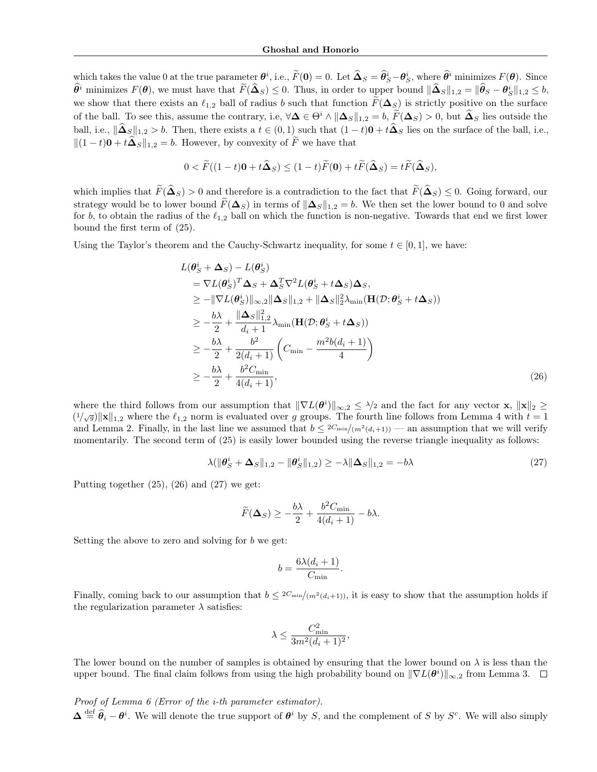which takes the value 0 at the true parameter $\boldsymbol{\theta}^i$, i.e., $\widetilde{F}(\mathbf{0}) = 0$. Let $\widehat{\boldsymbol{\Delta}}_S = \widehat{\boldsymbol{\theta}}^i_S - \boldsymbol{\theta}^i_S$, where $\widehat{\boldsymbol{\theta}}^i$ minimizes $F(\boldsymbol{\theta})$. Since $\widehat{\boldsymbol{\theta}}^i$ minimizes $F(\boldsymbol{\theta})$, we must have that $\widetilde{F}(\widehat{\boldsymbol{\Delta}}_S) \leq 0$. Thus, in order to upper bound $\|\widehat{\boldsymbol{\Delta}}_S\|_{1,2} = \|\widehat{\boldsymbol{\theta}}_S - \boldsymbol{\theta}^i_S\|_{1,2} \leq b$, we show that there exists an $\ell_{1,2}$ ball of radius $b$ such that function $\widetilde{F}(\boldsymbol{\Delta}_S)$ is strictly positive on the surface of the ball. To see this, assume the contrary, i.e, $\forall \boldsymbol{\Delta} \in \Theta^i \wedge \|\boldsymbol{\Delta}_S\|_{1,2} = b$, $\widetilde{F}(\boldsymbol{\Delta}_S) > 0$, but $\widehat{\boldsymbol{\Delta}}_S$ lies outside the ball, i.e., $\|\widehat{\boldsymbol{\Delta}}_S\|_{1,2} > b$. Then, there exists a $t \in (0, 1)$ such that $(1-t)\mathbf{0} + t\widehat{\boldsymbol{\Delta}}_S$ lies on the surface of the ball, i.e., $\|(1-t)\mathbf{0} + t\widehat{\boldsymbol{\Delta}}_S\|_{1,2} = b$. However, by convexity of $\widetilde{F}$ we have that

$$0 < \widetilde{F}((1-t)\mathbf{0} + t\widehat{\boldsymbol{\Delta}}_S) \leq (1-t)\widetilde{F}(\mathbf{0}) + t\widetilde{F}(\widehat{\boldsymbol{\Delta}}_S) = t\widetilde{F}(\widehat{\boldsymbol{\Delta}}_S),$$

which implies that $\widetilde{F}(\widehat{\boldsymbol{\Delta}}_S) > 0$ and therefore is a contradiction to the fact that $\widetilde{F}(\widehat{\boldsymbol{\Delta}}_S) \leq 0$. Going forward, our strategy would be to lower bound $\widetilde{F}(\boldsymbol{\Delta}_S)$ in terms of $\|\boldsymbol{\Delta}_S\|_{1,2} = b$. We then set the lower bound to 0 and solve for $b$, to obtain the radius of the $\ell_{1,2}$ ball on which the function is non-negative. Towards that end we first lower bound the first term of (25).

Using the Taylor's theorem and the Cauchy-Schwartz inequality, for some $t \in [0, 1]$, we have:

$$\begin{aligned}
&L(\boldsymbol{\theta}^i_S + \boldsymbol{\Delta}_S) - L(\boldsymbol{\theta}^i_S) \\
&\quad = \nabla L(\boldsymbol{\theta}^i_S)^T \boldsymbol{\Delta}_S + \boldsymbol{\Delta}_S^T \nabla^2 L(\boldsymbol{\theta}^i_S + t\boldsymbol{\Delta}_S)\boldsymbol{\Delta}_S, \\
&\quad \geq -\|\nabla L(\boldsymbol{\theta}^i_S)\|_{\infty,2}\|\boldsymbol{\Delta}_S\|_{1,2} + \|\boldsymbol{\Delta}_S\|_2^2 \lambda_{\min}(\mathbf{H}(\mathcal{D}; \boldsymbol{\theta}^i_S + t\boldsymbol{\Delta}_S)) \\
&\quad \geq -\frac{b\lambda}{2} + \frac{\|\boldsymbol{\Delta}_S\|_{1,2}^2}{d_i + 1}\lambda_{\min}(\mathbf{H}(\mathcal{D}; \boldsymbol{\theta}^i_S + t\boldsymbol{\Delta}_S)) \\
&\quad \geq -\frac{b\lambda}{2} + \frac{b^2}{2(d_i+1)}\left(C_{\min} - \frac{m^2 b(d_i+1)}{4}\right) \\
&\quad \geq -\frac{b\lambda}{2} + \frac{b^2 C_{\min}}{4(d_i+1)},
\end{aligned} \tag{26}$$

where the third follows from our assumption that $\|\nabla L(\boldsymbol{\theta}^i)\|_{\infty,2} \leq \lambda/2$ and the fact for any vector $\mathbf{x}$, $\|\mathbf{x}\|_2 \geq (1/\sqrt{g})\|\mathbf{x}\|_{1,2}$ where the $\ell_{1,2}$ norm is evaluated over $g$ groups. The fourth line follows from Lemma 4 with $t = 1$ and Lemma 2. Finally, in the last line we assumed that $b \leq 2C_{\min}/(m^2(d_i+1))$ — an assumption that we will verify momentarily. The second term of (25) is easily lower bounded using the reverse triangle inequality as follows:

$$\lambda(\|\boldsymbol{\theta}^i_S + \boldsymbol{\Delta}_S\|_{1,2} - \|\boldsymbol{\theta}^i_S\|_{1,2}) \geq -\lambda\|\boldsymbol{\Delta}_S\|_{1,2} = -b\lambda \tag{27}$$

Putting together (25), (26) and (27) we get:

$$\widetilde{F}(\boldsymbol{\Delta}_S) \geq -\frac{b\lambda}{2} + \frac{b^2 C_{\min}}{4(d_i+1)} - b\lambda.$$

Setting the above to zero and solving for $b$ we get:

$$b = \frac{6\lambda(d_i+1)}{C_{\min}}.$$

Finally, coming back to our assumption that $b \leq 2C_{\min}/(m^2(d_i+1))$, it is easy to show that the assumption holds if the regularization parameter $\lambda$ satisfies:

$$\lambda \leq \frac{C_{\min}^2}{3m^2(d_i+1)^2},$$

The lower bound on the number of samples is obtained by ensuring that the lower bound on $\lambda$ is less than the upper bound. The final claim follows from using the high probability bound on $\|\nabla L(\boldsymbol{\theta}^i)\|_{\infty,2}$ from Lemma 3. $\square$

*Proof of Lemma 6 (Error of the i-th parameter estimator).*
$\boldsymbol{\Delta} \overset{\text{def}}{=} \widehat{\boldsymbol{\theta}}_i - \boldsymbol{\theta}^i$. We will denote the true support of $\boldsymbol{\theta}^i$ by $S$, and the complement of $S$ by $S^c$. We will also simply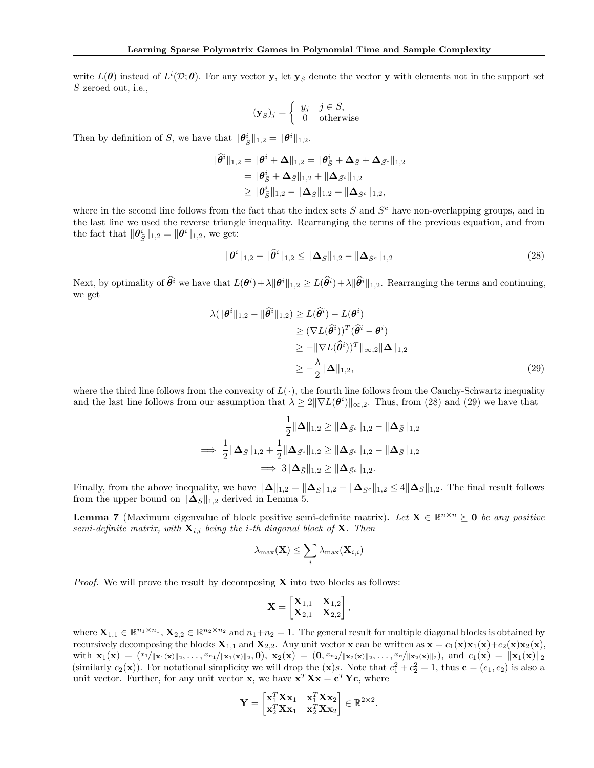write $L(\boldsymbol{\theta})$ instead of $L^i(\mathcal{D};\boldsymbol{\theta})$. For any vector $\mathbf{y}$, let $\mathbf{y}_{\bar{S}}$ denote the vector $\mathbf{y}$ with elements not in the support set $S$ zeroed out, i.e.,

$$(\mathbf{y}_{\bar{S}})_j = \begin{cases} y_j & j \in S, \\ 0 & \text{otherwise} \end{cases}$$

Then by definition of $S$, we have that $\|\boldsymbol{\theta}^i_{\bar{S}}\|_{1,2} = \|\boldsymbol{\theta}^i\|_{1,2}$.

$$\begin{aligned}
\|\widehat{\boldsymbol{\theta}}^i\|_{1,2} = \|\boldsymbol{\theta}^i + \boldsymbol{\Delta}\|_{1,2} &= \|\boldsymbol{\theta}^i_{\bar{S}} + \boldsymbol{\Delta}_{\bar{S}} + \boldsymbol{\Delta}_{\bar{S}^c}\|_{1,2} \\
&= \|\boldsymbol{\theta}^i_{\bar{S}} + \boldsymbol{\Delta}_{\bar{S}}\|_{1,2} + \|\boldsymbol{\Delta}_{\bar{S}^c}\|_{1,2} \\
&\geq \|\boldsymbol{\theta}^i_{\bar{S}}\|_{1,2} - \|\boldsymbol{\Delta}_{\bar{S}}\|_{1,2} + \|\boldsymbol{\Delta}_{\bar{S}^c}\|_{1,2},
\end{aligned}$$

where in the second line follows from the fact that the index sets $S$ and $S^c$ have non-overlapping groups, and in the last line we used the reverse triangle inequality. Rearranging the terms of the previous equation, and from the fact that $\|\boldsymbol{\theta}^i_{\bar{S}}\|_{1,2} = \|\boldsymbol{\theta}^i\|_{1,2}$, we get:

$$\|\boldsymbol{\theta}^i\|_{1,2} - \|\widehat{\boldsymbol{\theta}}^i\|_{1,2} \leq \|\boldsymbol{\Delta}_{\bar{S}}\|_{1,2} - \|\boldsymbol{\Delta}_{\bar{S}^c}\|_{1,2} \tag{28}$$

Next, by optimality of $\widehat{\boldsymbol{\theta}}^i$ we have that $L(\boldsymbol{\theta}^i) + \lambda\|\boldsymbol{\theta}^i\|_{1,2} \geq L(\widehat{\boldsymbol{\theta}}^i) + \lambda\|\widehat{\boldsymbol{\theta}}^i\|_{1,2}$. Rearranging the terms and continuing, we get

$$\begin{aligned}
\lambda(\|\boldsymbol{\theta}^i\|_{1,2} - \|\widehat{\boldsymbol{\theta}}^i\|_{1,2}) &\geq L(\widehat{\boldsymbol{\theta}}^i) - L(\boldsymbol{\theta}^i) \\
&\geq (\nabla L(\widehat{\boldsymbol{\theta}}^i))^T(\widehat{\boldsymbol{\theta}}^i - \boldsymbol{\theta}^i) \\
&\geq -\|\nabla L(\widehat{\boldsymbol{\theta}}^i))^T\|_{\infty,2}\|\boldsymbol{\Delta}\|_{1,2} \\
&\geq -\frac{\lambda}{2}\|\boldsymbol{\Delta}\|_{1,2},
\end{aligned} \tag{29}$$

where the third line follows from the convexity of $L(\cdot)$, the fourth line follows from the Cauchy-Schwartz inequality and the last line follows from our assumption that $\lambda \geq 2\|\nabla L(\boldsymbol{\theta}^i)\|_{\infty,2}$. Thus, from (28) and (29) we have that

$$\begin{aligned}
&\frac{1}{2}\|\boldsymbol{\Delta}\|_{1,2} \geq \|\boldsymbol{\Delta}_{\bar{S}^c}\|_{1,2} - \|\boldsymbol{\Delta}_{\bar{S}}\|_{1,2} \\
\implies &\frac{1}{2}\|\boldsymbol{\Delta}_{\bar{S}}\|_{1,2} + \frac{1}{2}\|\boldsymbol{\Delta}_{\bar{S}^c}\|_{1,2} \geq \|\boldsymbol{\Delta}_{\bar{S}^c}\|_{1,2} - \|\boldsymbol{\Delta}_{\bar{S}}\|_{1,2} \\
\implies &3\|\boldsymbol{\Delta}_{\bar{S}}\|_{1,2} \geq \|\boldsymbol{\Delta}_{\bar{S}^c}\|_{1,2}.
\end{aligned}$$

Finally, from the above inequality, we have $\|\boldsymbol{\Delta}\|_{1,2} = \|\boldsymbol{\Delta}_{\bar{S}}\|_{1,2} + \|\boldsymbol{\Delta}_{\bar{S}^c}\|_{1,2} \leq 4\|\boldsymbol{\Delta}_S\|_{1,2}$. The final result follows from the upper bound on $\|\boldsymbol{\Delta}_S\|_{1,2}$ derived in Lemma 5. ◻

**Lemma 7** (Maximum eigenvalue of block positive semi-definite matrix)**.** *Let $\mathbf{X} \in \mathbb{R}^{n \times n} \succeq \mathbf{0}$ be any positive semi-definite matrix, with $\mathbf{X}_{i,i}$ being the $i$-th diagonal block of $\mathbf{X}$. Then*

$$\lambda_{\max}(\mathbf{X}) \leq \sum_i \lambda_{\max}(\mathbf{X}_{i,i})$$

*Proof.* We will prove the result by decomposing $\mathbf{X}$ into two blocks as follows:

$$\mathbf{X} = \begin{bmatrix} \mathbf{X}_{1,1} & \mathbf{X}_{1,2} \\ \mathbf{X}_{2,1} & \mathbf{X}_{2,2} \end{bmatrix},$$

where $\mathbf{X}_{1,1} \in \mathbb{R}^{n_1 \times n_1}$, $\mathbf{X}_{2,2} \in \mathbb{R}^{n_2 \times n_2}$ and $n_1 + n_2 = 1$. The general result for multiple diagonal blocks is obtained by recursively decomposing the blocks $\mathbf{X}_{1,1}$ and $\mathbf{X}_{2,2}$. Any unit vector $\mathbf{x}$ can be written as $\mathbf{x} = c_1(\mathbf{x})\mathbf{x}_1(\mathbf{x}) + c_2(\mathbf{x})\mathbf{x}_2(\mathbf{x})$, with $\mathbf{x}_1(\mathbf{x}) = (x_1/\|\mathbf{x}_1(\mathbf{x})\|_2, \ldots, x_{n_1}/\|\mathbf{x}_1(\mathbf{x})\|_2, \mathbf{0})$, $\mathbf{x}_2(\mathbf{x}) = (\mathbf{0}, x_{n_2}/\|\mathbf{x}_2(\mathbf{x})\|_2, \ldots, x_n/\|\mathbf{x}_2(\mathbf{x})\|_2)$, and $c_1(\mathbf{x}) = \|\mathbf{x}_1(\mathbf{x})\|_2$ (similarly $c_2(\mathbf{x})$). For notational simplicity we will drop the $(\mathbf{x})$s. Note that $c_1^2 + c_2^2 = 1$, thus $\mathbf{c} = (c_1, c_2)$ is also a unit vector. Further, for any unit vector $\mathbf{x}$, we have $\mathbf{x}^T\mathbf{X}\mathbf{x} = \mathbf{c}^T\mathbf{Y}\mathbf{c}$, where

$$\mathbf{Y} = \begin{bmatrix} \mathbf{x}_1^T\mathbf{X}\mathbf{x}_1 & \mathbf{x}_1^T\mathbf{X}\mathbf{x}_2 \\ \mathbf{x}_2^T\mathbf{X}\mathbf{x}_1 & \mathbf{x}_2^T\mathbf{X}\mathbf{x}_2 \end{bmatrix} \in \mathbb{R}^{2 \times 2}.$$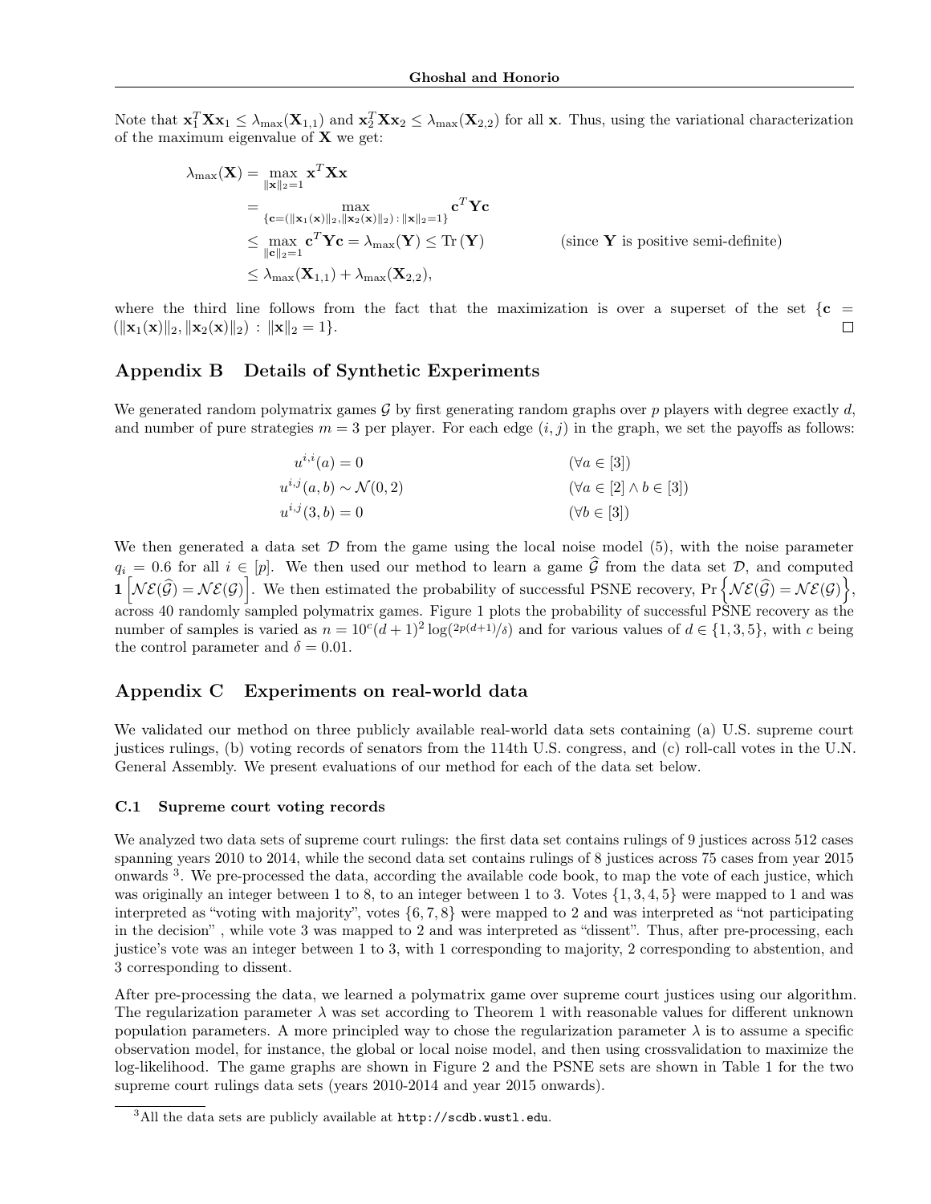Note that $\mathbf{x}_1^T \mathbf{X} \mathbf{x}_1 \leq \lambda_{\max}(\mathbf{X}_{1,1})$ and $\mathbf{x}_2^T \mathbf{X} \mathbf{x}_2 \leq \lambda_{\max}(\mathbf{X}_{2,2})$ for all $\mathbf{x}$. Thus, using the variational characterization of the maximum eigenvalue of $\mathbf{X}$ we get:

$$
\begin{aligned}
\lambda_{\max}(\mathbf{X}) &= \max_{\|\mathbf{x}\|_2 = 1} \mathbf{x}^T \mathbf{X} \mathbf{x} \\
&= \max_{\{\mathbf{c} = (\|\mathbf{x}_1(\mathbf{x})\|_2, \|\mathbf{x}_2(\mathbf{x})\|_2) \,:\, \|\mathbf{x}\|_2 = 1\}} \mathbf{c}^T \mathbf{Y} \mathbf{c} \\
&\leq \max_{\|\mathbf{c}\|_2 = 1} \mathbf{c}^T \mathbf{Y} \mathbf{c} = \lambda_{\max}(\mathbf{Y}) \leq \mathrm{Tr}\left(\mathbf{Y}\right) \qquad \text{(since } \mathbf{Y} \text{ is positive semi-definite)} \\
&\leq \lambda_{\max}(\mathbf{X}_{1,1}) + \lambda_{\max}(\mathbf{X}_{2,2}),
\end{aligned}
$$

where the third line follows from the fact that the maximization is over a superset of the set $\{\mathbf{c} = (\|\mathbf{x}_1(\mathbf{x})\|_2, \|\mathbf{x}_2(\mathbf{x})\|_2) : \|\mathbf{x}\|_2 = 1\}$. □

## Appendix B Details of Synthetic Experiments

We generated random polymatrix games $\mathcal{G}$ by first generating random graphs over $p$ players with degree exactly $d$, and number of pure strategies $m = 3$ per player. For each edge $(i, j)$ in the graph, we set the payoffs as follows:

$$
\begin{aligned}
u^{i,i}(a) &= 0 && (\forall a \in [3]) \\
u^{i,j}(a, b) &\sim \mathcal{N}(0, 2) && (\forall a \in [2] \wedge b \in [3]) \\
u^{i,j}(3, b) &= 0 && (\forall b \in [3])
\end{aligned}
$$

We then generated a data set $\mathcal{D}$ from the game using the local noise model (5), with the noise parameter $q_i = 0.6$ for all $i \in [p]$. We then used our method to learn a game $\widehat{\mathcal{G}}$ from the data set $\mathcal{D}$, and computed $\mathbf{1}\left[\mathcal{NE}(\widehat{\mathcal{G}}) = \mathcal{NE}(\mathcal{G})\right]$. We then estimated the probability of successful PSNE recovery, $\Pr\left\{\mathcal{NE}(\widehat{\mathcal{G}}) = \mathcal{NE}(\mathcal{G})\right\}$, across 40 randomly sampled polymatrix games. Figure 1 plots the probability of successful PSNE recovery as the number of samples is varied as $n = 10^c(d+1)^2 \log(2p(d+1)/\delta)$ and for various values of $d \in \{1, 3, 5\}$, with $c$ being the control parameter and $\delta = 0.01$.

## Appendix C Experiments on real-world data

We validated our method on three publicly available real-world data sets containing (a) U.S. supreme court justices rulings, (b) voting records of senators from the 114th U.S. congress, and (c) roll-call votes in the U.N. General Assembly. We present evaluations of our method for each of the data set below.

### C.1 Supreme court voting records

We analyzed two data sets of supreme court rulings: the first data set contains rulings of 9 justices across 512 cases spanning years 2010 to 2014, while the second data set contains rulings of 8 justices across 75 cases from year 2015 onwards [3]. We pre-processed the data, according the available code book, to map the vote of each justice, which was originally an integer between 1 to 8, to an integer between 1 to 3. Votes $\{1, 3, 4, 5\}$ were mapped to 1 and was interpreted as "voting with majority", votes $\{6, 7, 8\}$ were mapped to 2 and was interpreted as "not participating in the decision" , while vote 3 was mapped to 2 and was interpreted as "dissent". Thus, after pre-processing, each justice's vote was an integer between 1 to 3, with 1 corresponding to majority, 2 corresponding to abstention, and 3 corresponding to dissent.

After pre-processing the data, we learned a polymatrix game over supreme court justices using our algorithm. The regularization parameter $\lambda$ was set according to Theorem 1 with reasonable values for different unknown population parameters. A more principled way to chose the regularization parameter $\lambda$ is to assume a specific observation model, for instance, the global or local noise model, and then using crossvalidation to maximize the log-likelihood. The game graphs are shown in Figure 2 and the PSNE sets are shown in Table 1 for the two supreme court rulings data sets (years 2010-2014 and year 2015 onwards).

[3] All the data sets are publicly available at http://scdb.wustl.edu.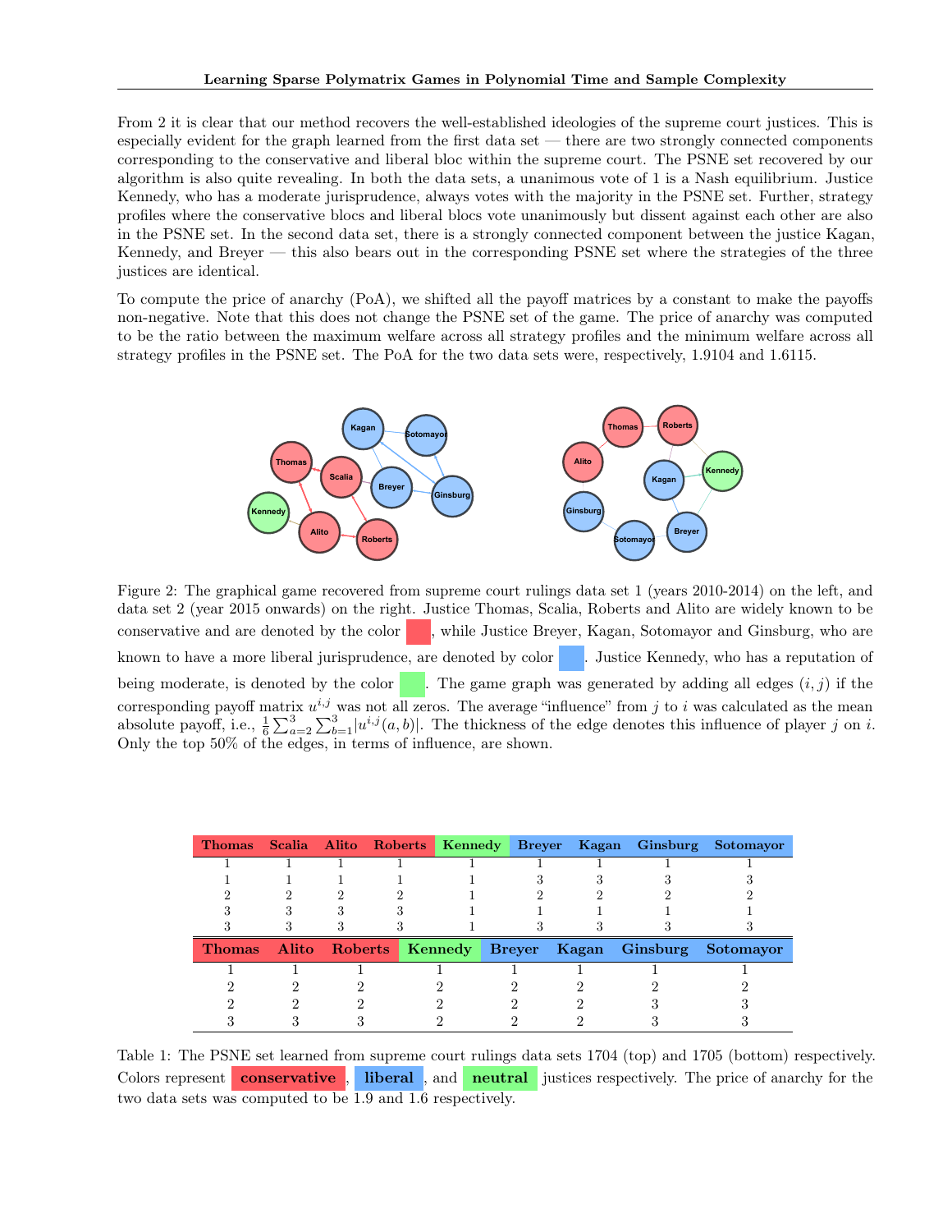From 2 it is clear that our method recovers the well-established ideologies of the supreme court justices. This is especially evident for the graph learned from the first data set — there are two strongly connected components corresponding to the conservative and liberal bloc within the supreme court. The PSNE set recovered by our algorithm is also quite revealing. In both the data sets, a unanimous vote of 1 is a Nash equilibrium. Justice Kennedy, who has a moderate jurisprudence, always votes with the majority in the PSNE set. Further, strategy profiles where the conservative blocs and liberal blocs vote unanimously but dissent against each other are also in the PSNE set. In the second data set, there is a strongly connected component between the justice Kagan, Kennedy, and Breyer — this also bears out in the corresponding PSNE set where the strategies of the three justices are identical.

To compute the price of anarchy (PoA), we shifted all the payoff matrices by a constant to make the payoffs non-negative. Note that this does not change the PSNE set of the game. The price of anarchy was computed to be the ratio between the maximum welfare across all strategy profiles and the minimum welfare across all strategy profiles in the PSNE set. The PoA for the two data sets were, respectively, 1.9104 and 1.6115.

Figure 2: The graphical game recovered from supreme court rulings data set 1 (years 2010-2014) on the left, and data set 2 (year 2015 onwards) on the right. Justice Thomas, Scalia, Roberts and Alito are widely known to be conservative and are denoted by the color red, while Justice Breyer, Kagan, Sotomayor and Ginsburg, who are known to have a more liberal jurisprudence, are denoted by color blue. Justice Kennedy, who has a reputation of being moderate, is denoted by the color green. The game graph was generated by adding all edges $(i, j)$ if the corresponding payoff matrix $u^{i,j}$ was not all zeros. The average "influence" from $j$ to $i$ was calculated as the mean absolute payoff, i.e., $\frac{1}{6}\sum_{a=2}^{3}\sum_{b=1}^{3}|u^{i,j}(a,b)|$. The thickness of the edge denotes this influence of player $j$ on $i$. Only the top 50% of the edges, in terms of influence, are shown.

| Thomas | Scalia | Alito | Roberts | Kennedy | Breyer | Kagan | Ginsburg | Sotomayor |
|---|---|---|---|---|---|---|---|---|
| 1 | 1 | 1 | 1 | 1 | 1 | 1 | 1 | 1 |
| 1 | 1 | 1 | 1 | 1 | 3 | 3 | 3 | 3 |
| 2 | 2 | 2 | 2 | 1 | 2 | 2 | 2 | 2 |
| 3 | 3 | 3 | 3 | 1 | 1 | 1 | 1 | 1 |
| 3 | 3 | 3 | 3 | 1 | 3 | 3 | 3 | 3 |

| Thomas | Alito | Roberts | Kennedy | Breyer | Kagan | Ginsburg | Sotomayor |
|---|---|---|---|---|---|---|---|
| 1 | 1 | 1 | 1 | 1 | 1 | 1 | 1 |
| 2 | 2 | 2 | 2 | 2 | 2 | 2 | 2 |
| 2 | 2 | 2 | 2 | 2 | 2 | 3 | 3 |
| 3 | 3 | 3 | 2 | 2 | 2 | 3 | 3 |

Table 1: The PSNE set learned from supreme court rulings data sets 1704 (top) and 1705 (bottom) respectively. Colors represent **conservative**, **liberal**, and **neutral** justices respectively. The price of anarchy for the two data sets was computed to be 1.9 and 1.6 respectively.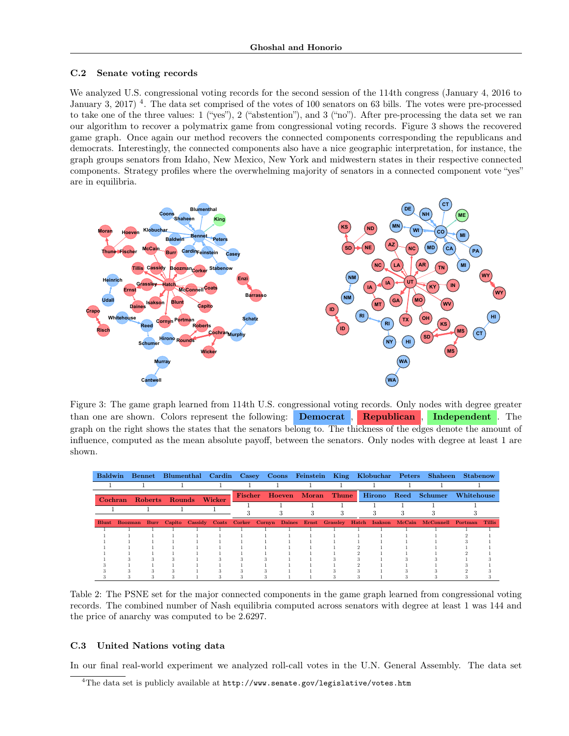### C.2 Senate voting records

We analyzed U.S. congressional voting records for the second session of the 114th congress (January 4, 2016 to January 3, 2017) [4]. The data set comprised of the votes of 100 senators on 63 bills. The votes were pre-processed to take one of the three values: 1 ("yes"), 2 ("abstention"), and 3 ("no"). After pre-processing the data set we ran our algorithm to recover a polymatrix game from congressional voting records. Figure 3 shows the recovered game graph. Once again our method recovers the connected components corresponding the republicans and democrats. Interestingly, the connected components also have a nice geographic interpretation, for instance, the graph groups senators from Idaho, New Mexico, New York and midwestern states in their respective connected components. Strategy profiles where the overwhelming majority of senators in a connected component vote "yes" are in equilibria.

Figure 3: The game graph learned from 114th U.S. congressional voting records. Only nodes with degree greater than one are shown. Colors represent the following: **Democrat**, **Republican**, **Independent**. The graph on the right shows the states that the senators belong to. The thickness of the edges denote the amount of influence, computed as the mean absolute payoff, between the senators. Only nodes with degree at least 1 are shown.

| Baldwin | Bennet | Blumenthal | Cardin | Casey | Coons | Feinstein | King | Klobuchar | Peters | Shaheen | Stabenow |
|---|---|---|---|---|---|---|---|---|---|---|---|
| 1 | 1 | 1 | 1 | 1 | 1 | 1 | 1 | 1 | 1 | 1 | 1 |

| Cochran | Roberts | Rounds | Wicker |
|---|---|---|---|
| 1 | 1 | 1 | 1 |

| Fischer | Hoeven | Moran | Thune |
|---|---|---|---|
| 1 | 1 | 1 | 1 |
| 3 | 3 | 3 | 3 |

| Hirono | Reed | Schumer | Whitehouse |
|---|---|---|---|
| 1 | 1 | 1 | 1 |
| 3 | 3 | 3 | 3 |

| Blunt | Boozman | Burr | Capito | Cassidy | Coats | Corker | Cornyn | Daines | Ernst | Grassley | Hatch | Isakson | McCain | McConnell | Portman | Tillis |
|---|---|---|---|---|---|---|---|---|---|---|---|---|---|---|---|---|
| 1 | 1 | 1 | 1 | 1 | 1 | 1 | 1 | 1 | 1 | 1 | 1 | 1 | 1 | 1 | 1 | 1 |
| 1 | 1 | 1 | 1 | 1 | 1 | 1 | 1 | 1 | 1 | 1 | 1 | 1 | 1 | 1 | 2 | 1 |
| 1 | 1 | 1 | 1 | 1 | 1 | 1 | 1 | 1 | 1 | 1 | 1 | 1 | 1 | 1 | 3 | 1 |
| 1 | 1 | 1 | 1 | 1 | 1 | 1 | 1 | 1 | 1 | 1 | 2 | 1 | 1 | 1 | 1 | 1 |
| 1 | 1 | 1 | 1 | 1 | 1 | 1 | 1 | 1 | 1 | 1 | 2 | 1 | 1 | 1 | 2 | 1 |
| 1 | 3 | 3 | 3 | 1 | 3 | 3 | 3 | 1 | 1 | 3 | 3 | 1 | 3 | 3 | 1 | 3 |
| 3 | 1 | 1 | 1 | 1 | 1 | 1 | 1 | 1 | 1 | 1 | 2 | 1 | 1 | 1 | 3 | 1 |
| 3 | 3 | 3 | 3 | 1 | 3 | 3 | 3 | 1 | 1 | 3 | 3 | 1 | 3 | 3 | 2 | 3 |
| 3 | 3 | 3 | 3 | 1 | 3 | 3 | 3 | 1 | 1 | 3 | 3 | 1 | 3 | 3 | 3 | 3 |

Table 2: The PSNE set for the major connected components in the game graph learned from congressional voting records. The combined number of Nash equilibria computed across senators with degree at least 1 was 144 and the price of anarchy was computed to be 2.6297.

### C.3 United Nations voting data

In our final real-world experiment we analyzed roll-call votes in the U.N. General Assembly. The data set

[4] The data set is publicly available at `http://www.senate.gov/legislative/votes.htm`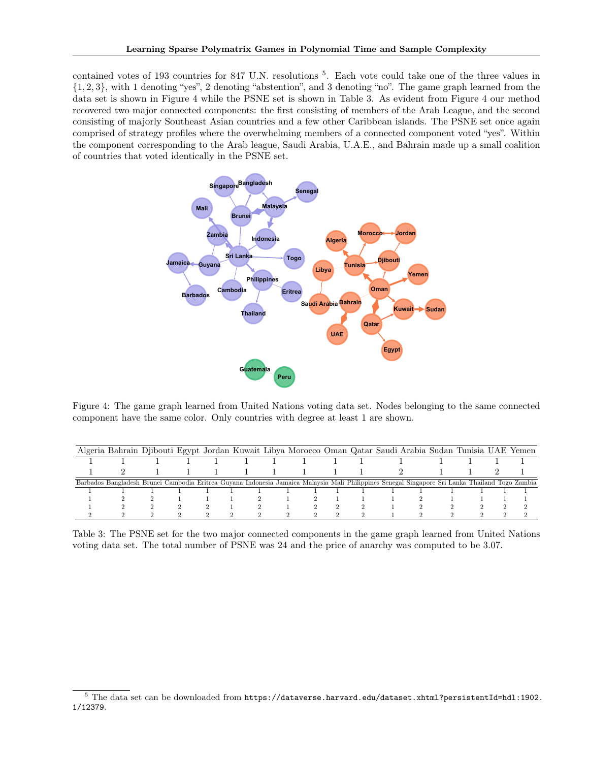contained votes of 193 countries for 847 U.N. resolutions [5]. Each vote could take one of the three values in $\{1, 2, 3\}$, with 1 denoting "yes", 2 denoting "abstention", and 3 denoting "no". The game graph learned from the data set is shown in Figure 4 while the PSNE set is shown in Table 3. As evident from Figure 4 our method recovered two major connected components: the first consisting of members of the Arab League, and the second consisting of majorly Southeast Asian countries and a few other Caribbean islands. The PSNE set once again comprised of strategy profiles where the overwhelming members of a connected component voted "yes". Within the component corresponding to the Arab league, Saudi Arabia, U.A.E., and Bahrain made up a small coalition of countries that voted identically in the PSNE set.

Singapore
Bangladesh
Senegal
Mali
Brunei
Malaysia
Zambia
Indonesia
Sri Lanka
Togo
Jamaica
Guyana
Philippines
Cambodia
Eritrea
Barbados
Thailand
Algeria
Morocco
Jordan
Tunisia
Djibouti
Libya
Yemen
Oman
Saudi Arabia
Bahrain
Kuwait
Sudan
Qatar
UAE
Egypt
Guatemala
Peru

Figure 4: The game graph learned from United Nations voting data set. Nodes belonging to the same connected component have the same color. Only countries with degree at least 1 are shown.

| Algeria | Bahrain | Djibouti | Egypt | Jordan | Kuwait | Libya | Morocco | Oman | Qatar | Saudi Arabia | Sudan | Tunisia | UAE | Yemen |
|---|---|---|---|---|---|---|---|---|---|---|---|---|---|---|
| 1 | 1 | 1 | 1 | 1 | 1 | 1 | 1 | 1 | 1 | 1 | 1 | 1 | 1 | 1 |
| 1 | 2 | 1 | 1 | 1 | 1 | 1 | 1 | 1 | 1 | 2 | 1 | 1 | 2 | 1 |

| Barbados | Bangladesh | Brunei | Cambodia | Eritrea | Guyana | Indonesia | Jamaica | Malaysia | Mali | Philippines | Senegal | Singapore | Sri Lanka | Thailand | Togo | Zambia |
|---|---|---|---|---|---|---|---|---|---|---|---|---|---|---|---|---|
| 1 | 1 | 1 | 1 | 1 | 1 | 1 | 1 | 1 | 1 | 1 | 1 | 1 | 1 | 1 | 1 | 1 |
| 1 | 2 | 2 | 1 | 1 | 1 | 2 | 1 | 2 | 1 | 1 | 1 | 2 | 1 | 1 | 1 | 1 |
| 1 | 2 | 2 | 2 | 2 | 1 | 2 | 1 | 2 | 2 | 2 | 1 | 2 | 2 | 2 | 2 | 2 |
| 2 | 2 | 2 | 2 | 2 | 2 | 2 | 2 | 2 | 2 | 2 | 1 | 2 | 2 | 2 | 2 | 2 |

Table 3: The PSNE set for the two major connected components in the game graph learned from United Nations voting data set. The total number of PSNE was 24 and the price of anarchy was computed to be 3.07.

[5] The data set can be downloaded from https://dataverse.harvard.edu/dataset.xhtml?persistentId=hdl:1902.1/12379.